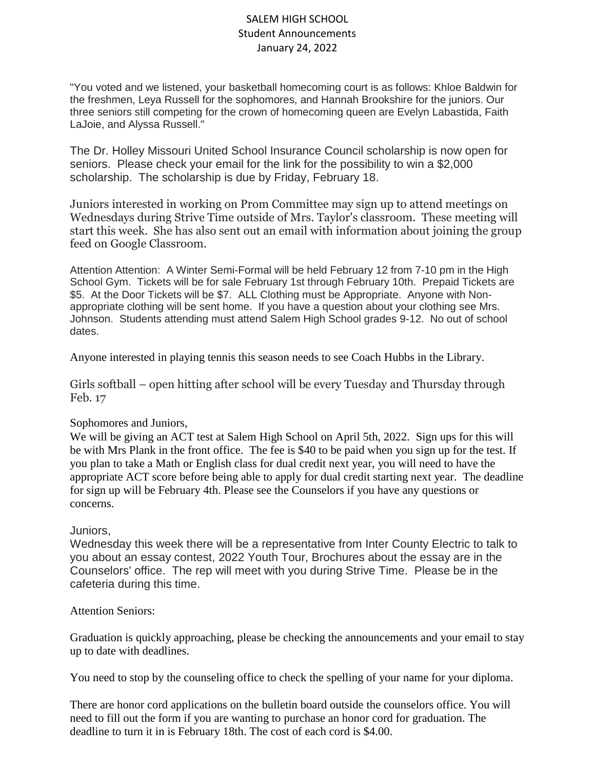# SALEM HIGH SCHOOL
## Student Announcements
### January 24, 2022

"You voted and we listened, your basketball homecoming court is as follows: Khloe Baldwin for the freshmen, Leya Russell for the sophomores, and Hannah Brookshire for the juniors. Our three seniors still competing for the crown of homecoming queen are Evelyn Labastida, Faith LaJoie, and Alyssa Russell."

The Dr. Holley Missouri United School Insurance Council scholarship is now open for seniors. Please check your email for the link for the possibility to win a $2,000 scholarship. The scholarship is due by Friday, February 18.

Juniors interested in working on Prom Committee may sign up to attend meetings on Wednesdays during Strive Time outside of Mrs. Taylor's classroom. These meeting will start this week. She has also sent out an email with information about joining the group feed on Google Classroom.

Attention Attention: A Winter Semi-Formal will be held February 12 from 7-10 pm in the High School Gym. Tickets will be for sale February 1st through February 10th. Prepaid Tickets are $5. At the Door Tickets will be $7. ALL Clothing must be Appropriate. Anyone with Non-appropriate clothing will be sent home. If you have a question about your clothing see Mrs. Johnson. Students attending must attend Salem High School grades 9-12. No out of school dates.

Anyone interested in playing tennis this season needs to see Coach Hubbs in the Library.

Girls softball – open hitting after school will be every Tuesday and Thursday through Feb. 17

Sophomores and Juniors,

We will be giving an ACT test at Salem High School on April 5th, 2022. Sign ups for this will be with Mrs Plank in the front office. The fee is $40 to be paid when you sign up for the test. If you plan to take a Math or English class for dual credit next year, you will need to have the appropriate ACT score before being able to apply for dual credit starting next year. The deadline for sign up will be February 4th. Please see the Counselors if you have any questions or concerns.

Juniors,

Wednesday this week there will be a representative from Inter County Electric to talk to you about an essay contest, 2022 Youth Tour, Brochures about the essay are in the Counselors' office. The rep will meet with you during Strive Time. Please be in the cafeteria during this time.

Attention Seniors:

Graduation is quickly approaching, please be checking the announcements and your email to stay up to date with deadlines.

You need to stop by the counseling office to check the spelling of your name for your diploma.

There are honor cord applications on the bulletin board outside the counselors office. You will need to fill out the form if you are wanting to purchase an honor cord for graduation. The deadline to turn it in is February 18th. The cost of each cord is $4.00.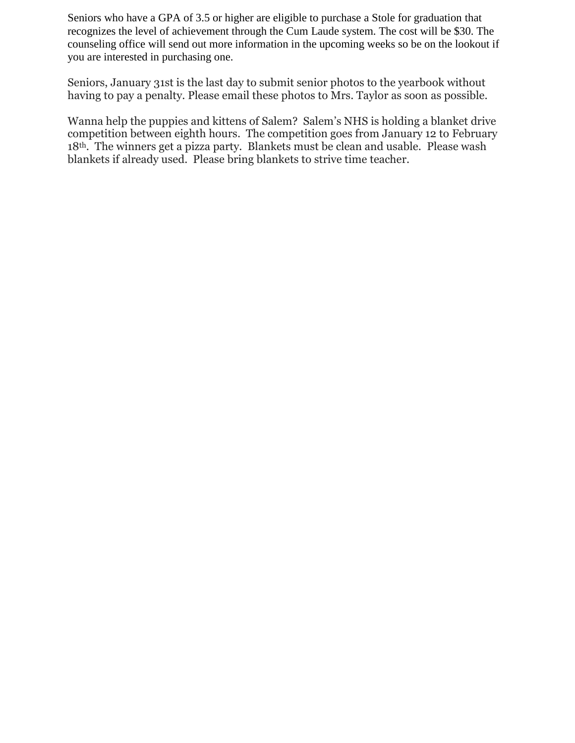Seniors who have a GPA of 3.5 or higher are eligible to purchase a Stole for graduation that recognizes the level of achievement through the Cum Laude system. The cost will be $30. The counseling office will send out more information in the upcoming weeks so be on the lookout if you are interested in purchasing one.

Seniors, January 31st is the last day to submit senior photos to the yearbook without having to pay a penalty. Please email these photos to Mrs. Taylor as soon as possible.

Wanna help the puppies and kittens of Salem? Salem's NHS is holding a blanket drive competition between eighth hours. The competition goes from January 12 to February 18th. The winners get a pizza party. Blankets must be clean and usable. Please wash blankets if already used. Please bring blankets to strive time teacher.